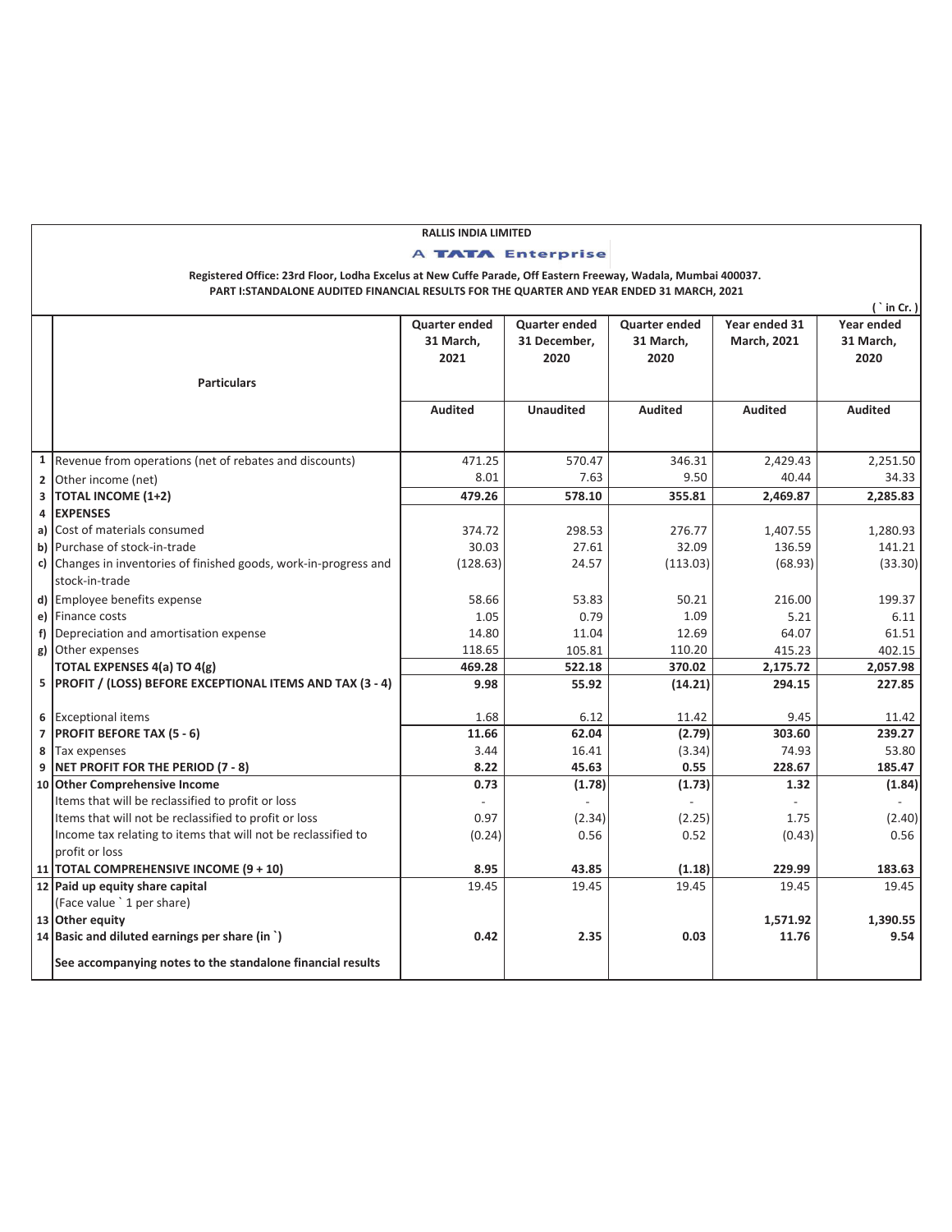**RALLIS INDIA LIMITED**

**A TATA Enterprise**

**Registered Office: 23rd Floor, Lodha Excelus at New Cuffe Parade, Off Eastern Freeway, Wadala, Mumbai 400037.**

**PART I:STANDALONE AUDITED FINANCIAL RESULTS FOR THE QUARTER AND YEAR ENDED 31 MARCH, 2021**

(` in Cr. )

| | Particulars | Quarter ended 31 March, 2021 | Quarter ended 31 December, 2020 | Quarter ended 31 March, 2020 | Year ended 31 March, 2021 | Year ended 31 March, 2020 |
|---|---|---|---|---|---|---|
| | | Audited | Unaudited | Audited | Audited | Audited |
| 1 | Revenue from operations (net of rebates and discounts) | 471.25 | 570.47 | 346.31 | 2,429.43 | 2,251.50 |
| 2 | Other income (net) | 8.01 | 7.63 | 9.50 | 40.44 | 34.33 |
| 3 | **TOTAL INCOME (1+2)** | **479.26** | **578.10** | **355.81** | **2,469.87** | **2,285.83** |
| 4 | **EXPENSES** | | | | | |
| a) | Cost of materials consumed | 374.72 | 298.53 | 276.77 | 1,407.55 | 1,280.93 |
| b) | Purchase of stock-in-trade | 30.03 | 27.61 | 32.09 | 136.59 | 141.21 |
| c) | Changes in inventories of finished goods, work-in-progress and stock-in-trade | (128.63) | 24.57 | (113.03) | (68.93) | (33.30) |
| d) | Employee benefits expense | 58.66 | 53.83 | 50.21 | 216.00 | 199.37 |
| e) | Finance costs | 1.05 | 0.79 | 1.09 | 5.21 | 6.11 |
| f) | Depreciation and amortisation expense | 14.80 | 11.04 | 12.69 | 64.07 | 61.51 |
| g) | Other expenses | 118.65 | 105.81 | 110.20 | 415.23 | 402.15 |
| | **TOTAL EXPENSES 4(a) TO 4(g)** | **469.28** | **522.18** | **370.02** | **2,175.72** | **2,057.98** |
| 5 | **PROFIT / (LOSS) BEFORE EXCEPTIONAL ITEMS AND TAX (3 - 4)** | **9.98** | **55.92** | **(14.21)** | **294.15** | **227.85** |
| 6 | Exceptional items | 1.68 | 6.12 | 11.42 | 9.45 | 11.42 |
| 7 | **PROFIT BEFORE TAX (5 - 6)** | **11.66** | **62.04** | **(2.79)** | **303.60** | **239.27** |
| 8 | Tax expenses | 3.44 | 16.41 | (3.34) | 74.93 | 53.80 |
| 9 | **NET PROFIT FOR THE PERIOD (7 - 8)** | **8.22** | **45.63** | **0.55** | **228.67** | **185.47** |
| 10 | **Other Comprehensive Income** | **0.73** | **(1.78)** | **(1.73)** | **1.32** | **(1.84)** |
| | Items that will be reclassified to profit or loss | - | - | - | - | - |
| | Items that will not be reclassified to profit or loss | 0.97 | (2.34) | (2.25) | 1.75 | (2.40) |
| | Income tax relating to items that will not be reclassified to profit or loss | (0.24) | 0.56 | 0.52 | (0.43) | 0.56 |
| 11 | **TOTAL COMPREHENSIVE INCOME (9 + 10)** | **8.95** | **43.85** | **(1.18)** | **229.99** | **183.63** |
| 12 | **Paid up equity share capital** (Face value ` 1 per share) | 19.45 | 19.45 | 19.45 | 19.45 | 19.45 |
| 13 | **Other equity** | | | | **1,571.92** | **1,390.55** |
| 14 | **Basic and diluted earnings per share (in `)** | **0.42** | **2.35** | **0.03** | **11.76** | **9.54** |
| | **See accompanying notes to the standalone financial results** | | | | | |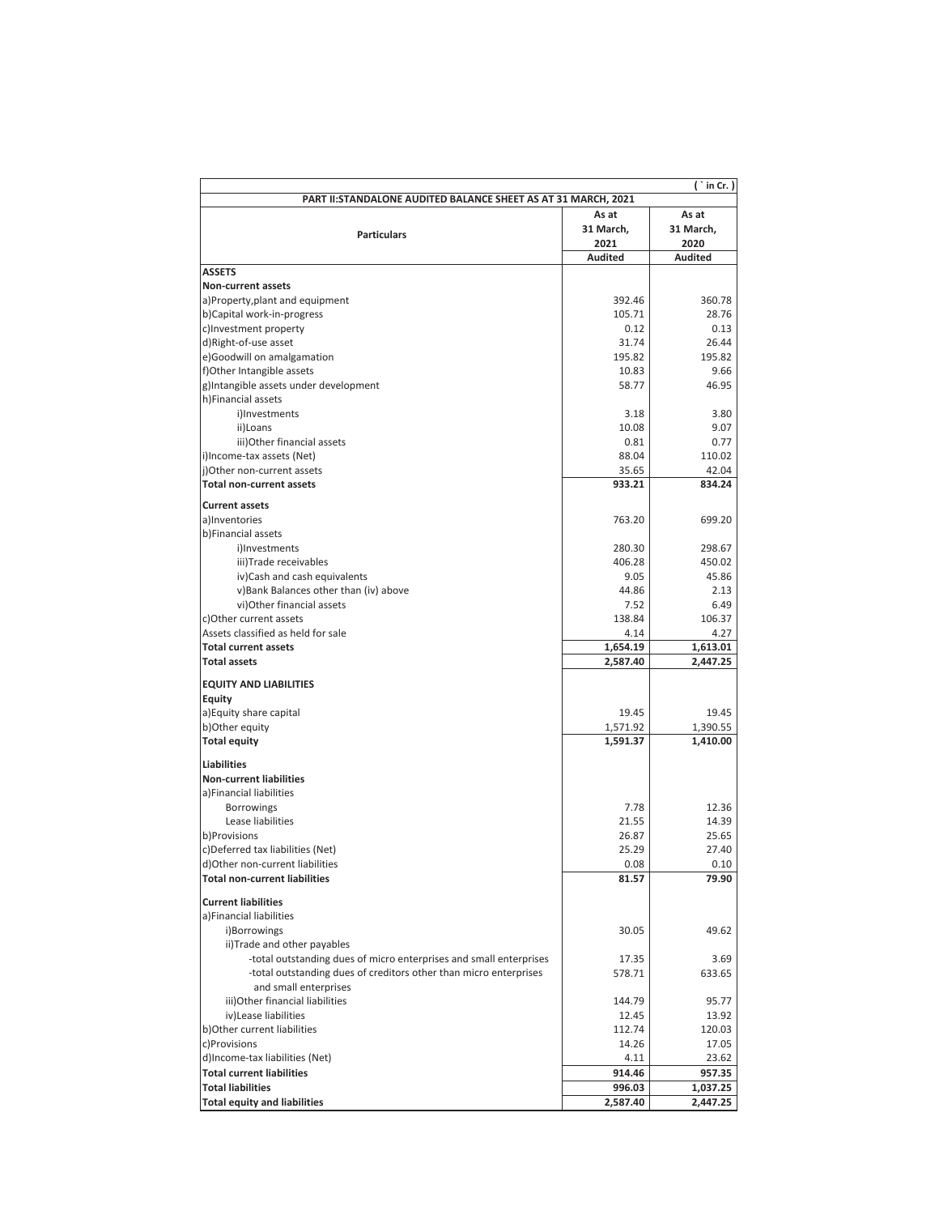| | | (` in Cr.) |
|---|---|---|
| **PART II:STANDALONE AUDITED BALANCE SHEET AS AT 31 MARCH, 2021** | | |
| **Particulars** | **As at 31 March, 2021 Audited** | **As at 31 March, 2020 Audited** |
| **ASSETS** | | |
| **Non-current assets** | | |
| a)Property,plant and equipment | 392.46 | 360.78 |
| b)Capital work-in-progress | 105.71 | 28.76 |
| c)Investment property | 0.12 | 0.13 |
| d)Right-of-use asset | 31.74 | 26.44 |
| e)Goodwill on amalgamation | 195.82 | 195.82 |
| f)Other Intangible assets | 10.83 | 9.66 |
| g)Intangible assets under development | 58.77 | 46.95 |
| h)Financial assets | | |
| i)Investments | 3.18 | 3.80 |
| ii)Loans | 10.08 | 9.07 |
| iii)Other financial assets | 0.81 | 0.77 |
| i)Income-tax assets (Net) | 88.04 | 110.02 |
| j)Other non-current assets | 35.65 | 42.04 |
| **Total non-current assets** | **933.21** | **834.24** |
| **Current assets** | | |
| a)Inventories | 763.20 | 699.20 |
| b)Financial assets | | |
| i)Investments | 280.30 | 298.67 |
| iii)Trade receivables | 406.28 | 450.02 |
| iv)Cash and cash equivalents | 9.05 | 45.86 |
| v)Bank Balances other than (iv) above | 44.86 | 2.13 |
| vi)Other financial assets | 7.52 | 6.49 |
| c)Other current assets | 138.84 | 106.37 |
| Assets classified as held for sale | 4.14 | 4.27 |
| **Total current assets** | **1,654.19** | **1,613.01** |
| **Total assets** | **2,587.40** | **2,447.25** |
| **EQUITY AND LIABILITIES** | | |
| **Equity** | | |
| a)Equity share capital | 19.45 | 19.45 |
| b)Other equity | 1,571.92 | 1,390.55 |
| **Total equity** | **1,591.37** | **1,410.00** |
| **Liabilities** | | |
| **Non-current liabilities** | | |
| a)Financial liabilities | | |
| Borrowings | 7.78 | 12.36 |
| Lease liabilities | 21.55 | 14.39 |
| b)Provisions | 26.87 | 25.65 |
| c)Deferred tax liabilities (Net) | 25.29 | 27.40 |
| d)Other non-current liabilities | 0.08 | 0.10 |
| **Total non-current liabilities** | **81.57** | **79.90** |
| **Current liabilities** | | |
| a)Financial liabilities | | |
| i)Borrowings | 30.05 | 49.62 |
| ii)Trade and other payables | | |
| -total outstanding dues of micro enterprises and small enterprises | 17.35 | 3.69 |
| -total outstanding dues of creditors other than micro enterprises and small enterprises | 578.71 | 633.65 |
| iii)Other financial liabilities | 144.79 | 95.77 |
| iv)Lease liabilities | 12.45 | 13.92 |
| b)Other current liabilities | 112.74 | 120.03 |
| c)Provisions | 14.26 | 17.05 |
| d)Income-tax liabilities (Net) | 4.11 | 23.62 |
| **Total current liabilities** | **914.46** | **957.35** |
| **Total liabilities** | **996.03** | **1,037.25** |
| **Total equity and liabilities** | **2,587.40** | **2,447.25** |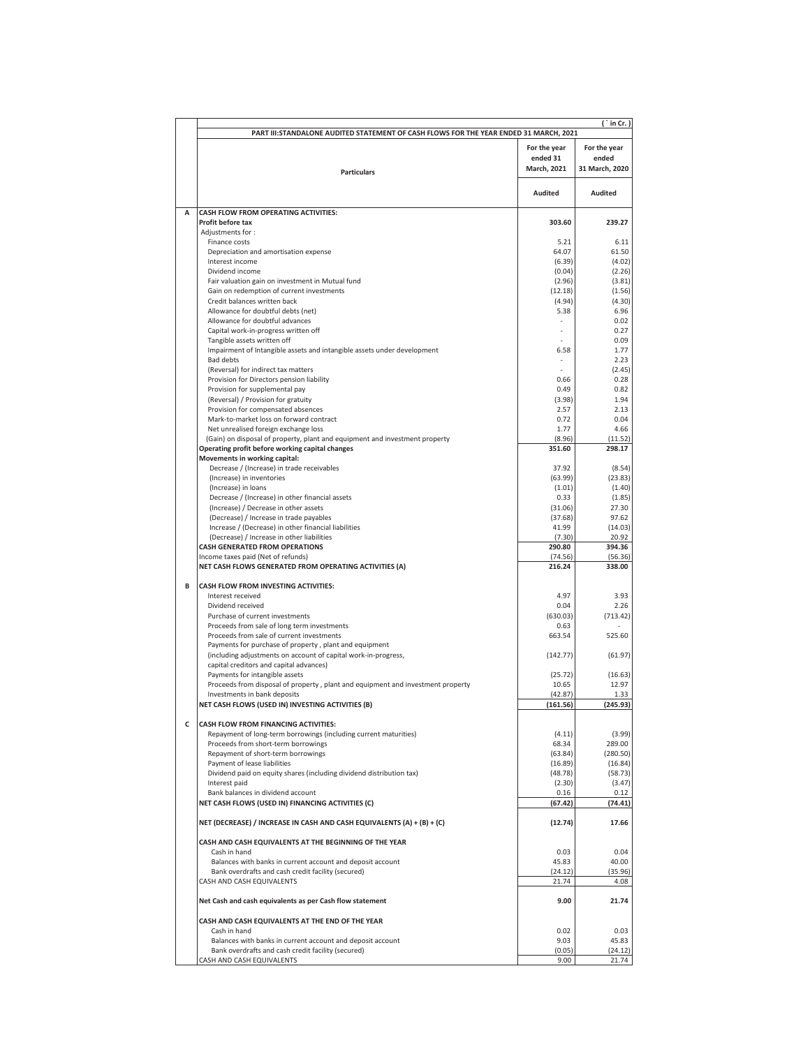(` in Cr. )

**PART III:STANDALONE AUDITED STATEMENT OF CASH FLOWS FOR THE YEAR ENDED 31 MARCH, 2021**

| | Particulars | For the year ended 31 March, 2021 | For the year ended 31 March, 2020 |
|---|---|---|---|
| | | Audited | Audited |
| A | **CASH FLOW FROM OPERATING ACTIVITIES:** | | |
| | **Profit before tax** | **303.60** | **239.27** |
| | Adjustments for : | | |
| | Finance costs | 5.21 | 6.11 |
| | Depreciation and amortisation expense | 64.07 | 61.50 |
| | Interest income | (6.39) | (4.02) |
| | Dividend income | (0.04) | (2.26) |
| | Fair valuation gain on investment in Mutual fund | (2.96) | (3.81) |
| | Gain on redemption of current investments | (12.18) | (1.56) |
| | Credit balances written back | (4.94) | (4.30) |
| | Allowance for doubtful debts (net) | 5.38 | 6.96 |
| | Allowance for doubtful advances | - | 0.02 |
| | Capital work-in-progress written off | - | 0.27 |
| | Tangible assets written off | - | 0.09 |
| | Impairment of Intangible assets and intangible assets under development | 6.58 | 1.77 |
| | Bad debts | - | 2.23 |
| | (Reversal) for indirect tax matters | - | (2.45) |
| | Provision for Directors pension liability | 0.66 | 0.28 |
| | Provision for supplemental pay | 0.49 | 0.82 |
| | (Reversal) / Provision for gratuity | (3.98) | 1.94 |
| | Provision for compensated absences | 2.57 | 2.13 |
| | Mark-to-market loss on forward contract | 0.72 | 0.04 |
| | Net unrealised foreign exchange loss | 1.77 | 4.66 |
| | (Gain) on disposal of property, plant and equipment and investment property | (8.96) | (11.52) |
| | **Operating profit before working capital changes** | **351.60** | **298.17** |
| | **Movements in working capital:** | | |
| | Decrease / (Increase) in trade receivables | 37.92 | (8.54) |
| | (Increase) in inventories | (63.99) | (23.83) |
| | (Increase) in loans | (1.01) | (1.40) |
| | Decrease / (Increase) in other financial assets | 0.33 | (1.85) |
| | (Increase) / Decrease in other assets | (31.06) | 27.30 |
| | (Decrease) / Increase in trade payables | (37.68) | 97.62 |
| | Increase / (Decrease) in other financial liabilities | 41.99 | (14.03) |
| | (Decrease) / Increase in other liabilities | (7.30) | 20.92 |
| | **CASH GENERATED FROM OPERATIONS** | **290.80** | **394.36** |
| | Income taxes paid (Net of refunds) | (74.56) | (56.36) |
| | **NET CASH FLOWS GENERATED FROM OPERATING ACTIVITIES (A)** | **216.24** | **338.00** |
| B | **CASH FLOW FROM INVESTING ACTIVITIES:** | | |
| | Interest received | 4.97 | 3.93 |
| | Dividend received | 0.04 | 2.26 |
| | Purchase of current investments | (630.03) | (713.42) |
| | Proceeds from sale of long term investments | 0.63 | - |
| | Proceeds from sale of current investments | 663.54 | 525.60 |
| | Payments for purchase of property , plant and equipment (including adjustments on account of capital work-in-progress, capital creditors and capital advances) | (142.77) | (61.97) |
| | Payments for intangible assets | (25.72) | (16.63) |
| | Proceeds from disposal of property , plant and equipment and investment property | 10.65 | 12.97 |
| | Investments in bank deposits | (42.87) | 1.33 |
| | **NET CASH FLOWS (USED IN) INVESTING ACTIVITIES (B)** | **(161.56)** | **(245.93)** |
| C | **CASH FLOW FROM FINANCING ACTIVITIES:** | | |
| | Repayment of long-term borrowings (including current maturities) | (4.11) | (3.99) |
| | Proceeds from short-term borrowings | 68.34 | 289.00 |
| | Repayment of short-term borrowings | (63.84) | (280.50) |
| | Payment of lease liabilities | (16.89) | (16.84) |
| | Dividend paid on equity shares (including dividend distribution tax) | (48.78) | (58.73) |
| | Interest paid | (2.30) | (3.47) |
| | Bank balances in dividend account | 0.16 | 0.12 |
| | **NET CASH FLOWS (USED IN) FINANCING ACTIVITIES (C)** | **(67.42)** | **(74.41)** |
| | **NET (DECREASE) / INCREASE IN CASH AND CASH EQUIVALENTS (A) + (B) + (C)** | **(12.74)** | **17.66** |
| | **CASH AND CASH EQUIVALENTS AT THE BEGINNING OF THE YEAR** | | |
| | Cash in hand | 0.03 | 0.04 |
| | Balances with banks in current account and deposit account | 45.83 | 40.00 |
| | Bank overdrafts and cash credit facility (secured) | (24.12) | (35.96) |
| | CASH AND CASH EQUIVALENTS | 21.74 | 4.08 |
| | **Net Cash and cash equivalents as per Cash flow statement** | **9.00** | **21.74** |
| | **CASH AND CASH EQUIVALENTS AT THE END OF THE YEAR** | | |
| | Cash in hand | 0.02 | 0.03 |
| | Balances with banks in current account and deposit account | 9.03 | 45.83 |
| | Bank overdrafts and cash credit facility (secured) | (0.05) | (24.12) |
| | CASH AND CASH EQUIVALENTS | 9.00 | 21.74 |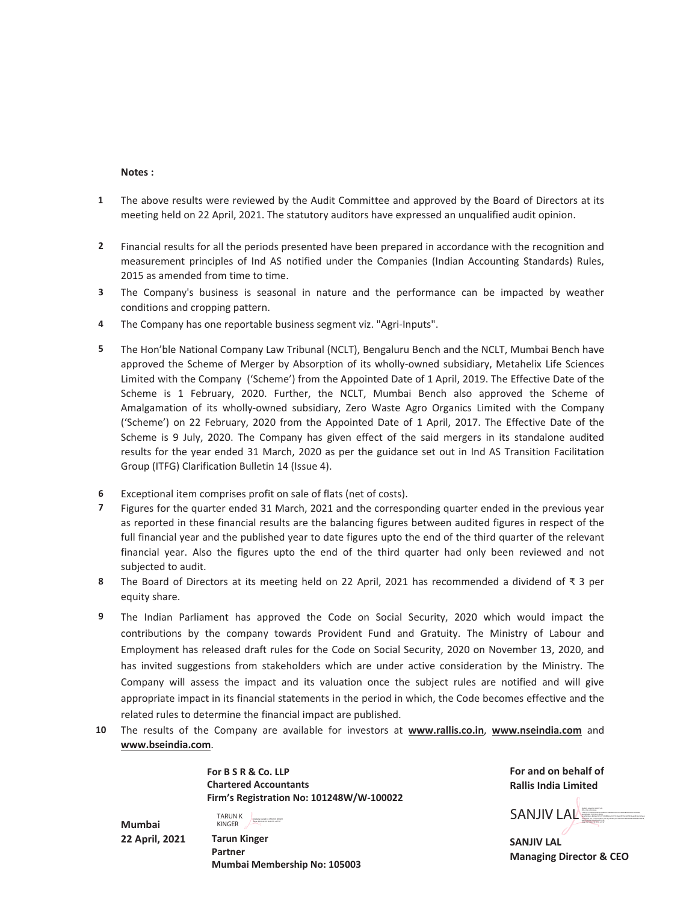**Notes :**

1. The above results were reviewed by the Audit Committee and approved by the Board of Directors at its meeting held on 22 April, 2021. The statutory auditors have expressed an unqualified audit opinion.

2. Financial results for all the periods presented have been prepared in accordance with the recognition and measurement principles of Ind AS notified under the Companies (Indian Accounting Standards) Rules, 2015 as amended from time to time.

3. The Company's business is seasonal in nature and the performance can be impacted by weather conditions and cropping pattern.

4. The Company has one reportable business segment viz. "Agri-Inputs".

5. The Hon'ble National Company Law Tribunal (NCLT), Bengaluru Bench and the NCLT, Mumbai Bench have approved the Scheme of Merger by Absorption of its wholly-owned subsidiary, Metahelix Life Sciences Limited with the Company ('Scheme') from the Appointed Date of 1 April, 2019. The Effective Date of the Scheme is 1 February, 2020. Further, the NCLT, Mumbai Bench also approved the Scheme of Amalgamation of its wholly-owned subsidiary, Zero Waste Agro Organics Limited with the Company ('Scheme') on 22 February, 2020 from the Appointed Date of 1 April, 2017. The Effective Date of the Scheme is 9 July, 2020. The Company has given effect of the said mergers in its standalone audited results for the year ended 31 March, 2020 as per the guidance set out in Ind AS Transition Facilitation Group (ITFG) Clarification Bulletin 14 (Issue 4).

6. Exceptional item comprises profit on sale of flats (net of costs).

7. Figures for the quarter ended 31 March, 2021 and the corresponding quarter ended in the previous year as reported in these financial results are the balancing figures between audited figures in respect of the full financial year and the published year to date figures upto the end of the third quarter of the relevant financial year. Also the figures upto the end of the third quarter had only been reviewed and not subjected to audit.

8. The Board of Directors at its meeting held on 22 April, 2021 has recommended a dividend of ₹ 3 per equity share.

9. The Indian Parliament has approved the Code on Social Security, 2020 which would impact the contributions by the company towards Provident Fund and Gratuity. The Ministry of Labour and Employment has released draft rules for the Code on Social Security, 2020 on November 13, 2020, and has invited suggestions from stakeholders which are under active consideration by the Ministry. The Company will assess the impact and its valuation once the subject rules are notified and will give appropriate impact in its financial statements in the period in which, the Code becomes effective and the related rules to determine the financial impact are published.

10. The results of the Company are available for investors at **www.rallis.co.in**, **www.nseindia.com** and **www.bseindia.com**.

**For B S R & Co. LLP**
**Chartered Accountants**
**Firm's Registration No: 101248W/W-100022**

TARUN K KINGER

**Tarun Kinger**
**Partner**
**Mumbai Membership No: 105003**

**Mumbai**
**22 April, 2021**

**For and on behalf of**
**Rallis India Limited**

SANJIV LAL

**SANJIV LAL**
**Managing Director & CEO**